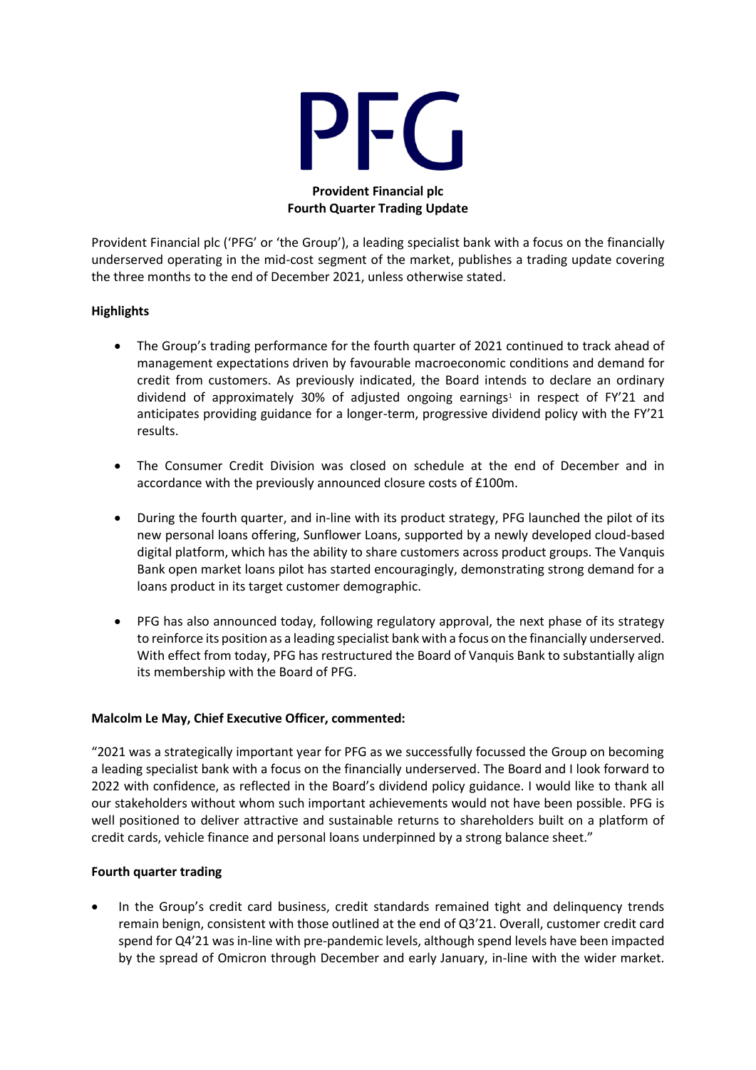# PFG

**Provident Financial plc**
**Fourth Quarter Trading Update**

Provident Financial plc ('PFG' or 'the Group'), a leading specialist bank with a focus on the financially underserved operating in the mid-cost segment of the market, publishes a trading update covering the three months to the end of December 2021, unless otherwise stated.

**Highlights**

- The Group's trading performance for the fourth quarter of 2021 continued to track ahead of management expectations driven by favourable macroeconomic conditions and demand for credit from customers. As previously indicated, the Board intends to declare an ordinary dividend of approximately 30% of adjusted ongoing earnings[1] in respect of FY'21 and anticipates providing guidance for a longer-term, progressive dividend policy with the FY'21 results.

- The Consumer Credit Division was closed on schedule at the end of December and in accordance with the previously announced closure costs of £100m.

- During the fourth quarter, and in-line with its product strategy, PFG launched the pilot of its new personal loans offering, Sunflower Loans, supported by a newly developed cloud-based digital platform, which has the ability to share customers across product groups. The Vanquis Bank open market loans pilot has started encouragingly, demonstrating strong demand for a loans product in its target customer demographic.

- PFG has also announced today, following regulatory approval, the next phase of its strategy to reinforce its position as a leading specialist bank with a focus on the financially underserved. With effect from today, PFG has restructured the Board of Vanquis Bank to substantially align its membership with the Board of PFG.

**Malcolm Le May, Chief Executive Officer, commented:**

"2021 was a strategically important year for PFG as we successfully focussed the Group on becoming a leading specialist bank with a focus on the financially underserved. The Board and I look forward to 2022 with confidence, as reflected in the Board's dividend policy guidance. I would like to thank all our stakeholders without whom such important achievements would not have been possible. PFG is well positioned to deliver attractive and sustainable returns to shareholders built on a platform of credit cards, vehicle finance and personal loans underpinned by a strong balance sheet."

**Fourth quarter trading**

- In the Group's credit card business, credit standards remained tight and delinquency trends remain benign, consistent with those outlined at the end of Q3'21. Overall, customer credit card spend for Q4'21 was in-line with pre-pandemic levels, although spend levels have been impacted by the spread of Omicron through December and early January, in-line with the wider market.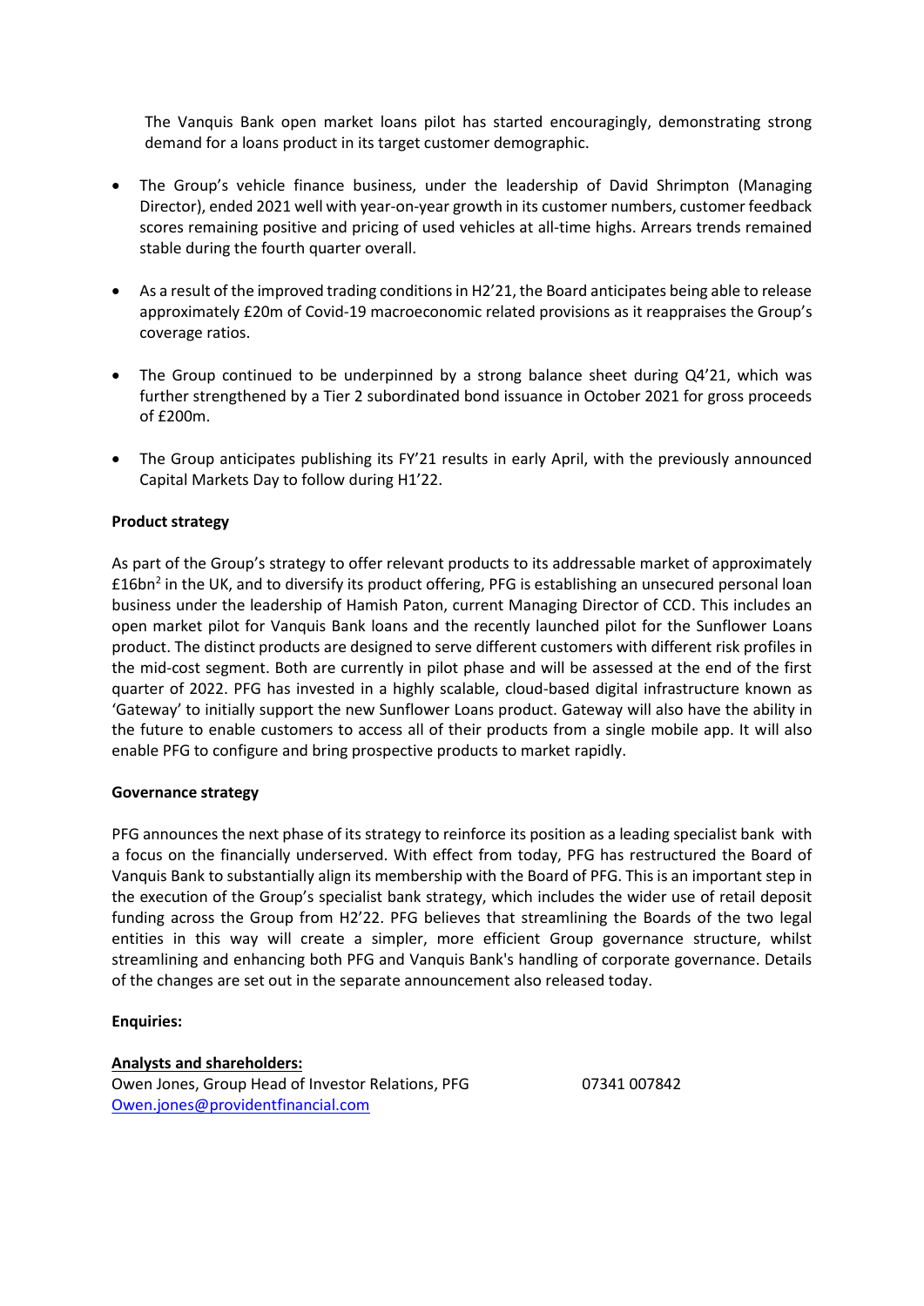The Vanquis Bank open market loans pilot has started encouragingly, demonstrating strong demand for a loans product in its target customer demographic.

- The Group's vehicle finance business, under the leadership of David Shrimpton (Managing Director), ended 2021 well with year-on-year growth in its customer numbers, customer feedback scores remaining positive and pricing of used vehicles at all-time highs. Arrears trends remained stable during the fourth quarter overall.

- As a result of the improved trading conditions in H2'21, the Board anticipates being able to release approximately £20m of Covid-19 macroeconomic related provisions as it reappraises the Group's coverage ratios.

- The Group continued to be underpinned by a strong balance sheet during Q4'21, which was further strengthened by a Tier 2 subordinated bond issuance in October 2021 for gross proceeds of £200m.

- The Group anticipates publishing its FY'21 results in early April, with the previously announced Capital Markets Day to follow during H1'22.

**Product strategy**

As part of the Group's strategy to offer relevant products to its addressable market of approximately £16bn[2] in the UK, and to diversify its product offering, PFG is establishing an unsecured personal loan business under the leadership of Hamish Paton, current Managing Director of CCD. This includes an open market pilot for Vanquis Bank loans and the recently launched pilot for the Sunflower Loans product. The distinct products are designed to serve different customers with different risk profiles in the mid-cost segment. Both are currently in pilot phase and will be assessed at the end of the first quarter of 2022. PFG has invested in a highly scalable, cloud-based digital infrastructure known as 'Gateway' to initially support the new Sunflower Loans product. Gateway will also have the ability in the future to enable customers to access all of their products from a single mobile app. It will also enable PFG to configure and bring prospective products to market rapidly.

**Governance strategy**

PFG announces the next phase of its strategy to reinforce its position as a leading specialist bank with a focus on the financially underserved. With effect from today, PFG has restructured the Board of Vanquis Bank to substantially align its membership with the Board of PFG. This is an important step in the execution of the Group's specialist bank strategy, which includes the wider use of retail deposit funding across the Group from H2'22. PFG believes that streamlining the Boards of the two legal entities in this way will create a simpler, more efficient Group governance structure, whilst streamlining and enhancing both PFG and Vanquis Bank's handling of corporate governance. Details of the changes are set out in the separate announcement also released today.

**Enquiries:**

**Analysts and shareholders:**

Owen Jones, Group Head of Investor Relations, PFG 07341 007842
Owen.jones@providentfinancial.com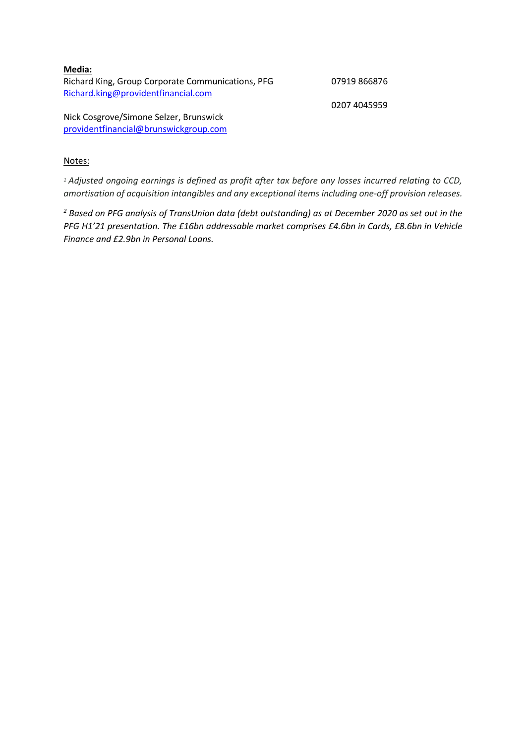**Media:**

Richard King, Group Corporate Communications, PFG 07919 866876
Richard.king@providentfinancial.com

0207 4045959

Nick Cosgrove/Simone Selzer, Brunswick
providentfinancial@brunswickgroup.com

Notes:

*[1] Adjusted ongoing earnings is defined as profit after tax before any losses incurred relating to CCD, amortisation of acquisition intangibles and any exceptional items including one-off provision releases.*

*[2] Based on PFG analysis of TransUnion data (debt outstanding) as at December 2020 as set out in the PFG H1'21 presentation. The £16bn addressable market comprises £4.6bn in Cards, £8.6bn in Vehicle Finance and £2.9bn in Personal Loans.*